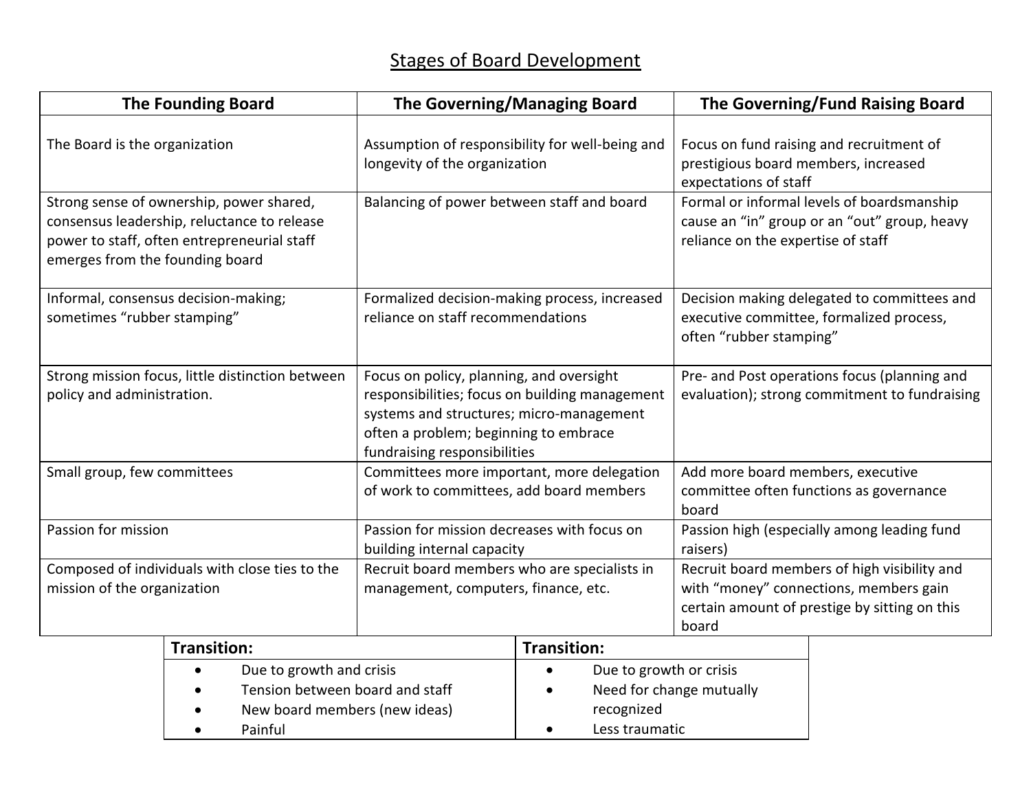# Stages of Board Development

| The Founding Board | The Governing/Managing Board | The Governing/Fund Raising Board |
|---|---|---|
| The Board is the organization | Assumption of responsibility for well-being and longevity of the organization | Focus on fund raising and recruitment of prestigious board members, increased expectations of staff |
| Strong sense of ownership, power shared, consensus leadership, reluctance to release power to staff, often entrepreneurial staff emerges from the founding board | Balancing of power between staff and board | Formal or informal levels of boardsmanship cause an "in" group or an "out" group, heavy reliance on the expertise of staff |
| Informal, consensus decision-making; sometimes "rubber stamping" | Formalized decision-making process, increased reliance on staff recommendations | Decision making delegated to committees and executive committee, formalized process, often "rubber stamping" |
| Strong mission focus, little distinction between policy and administration. | Focus on policy, planning, and oversight responsibilities; focus on building management systems and structures; micro-management often a problem; beginning to embrace fundraising responsibilities | Pre- and Post operations focus (planning and evaluation); strong commitment to fundraising |
| Small group, few committees | Committees more important, more delegation of work to committees, add board members | Add more board members, executive committee often functions as governance board |
| Passion for mission | Passion for mission decreases with focus on building internal capacity | Passion high (especially among leading fund raisers) |
| Composed of individuals with close ties to the mission of the organization | Recruit board members who are specialists in management, computers, finance, etc. | Recruit board members of high visibility and with "money" connections, members gain certain amount of prestige by sitting on this board |

| **Transition:** | **Transition:** |
|---|---|
| • Due to growth and crisis<br>• Tension between board and staff<br>• New board members (new ideas)<br>• Painful | • Due to growth or crisis<br>• Need for change mutually recognized<br>• Less traumatic |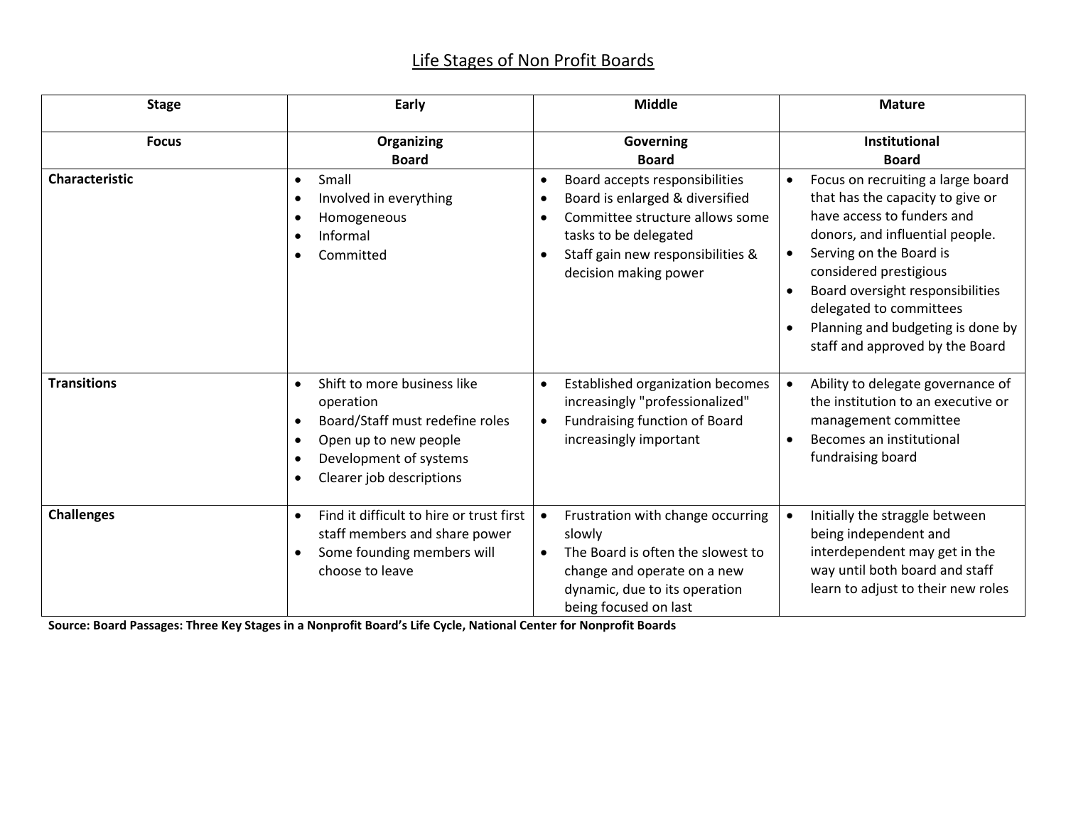# Life Stages of Non Profit Boards

| **Stage** | **Early** | **Middle** | **Mature** |
|---|---|---|---|
| **Focus** | **Organizing Board** | **Governing Board** | **Institutional Board** |
| **Characteristic** | • Small<br>• Involved in everything<br>• Homogeneous<br>• Informal<br>• Committed | • Board accepts responsibilities<br>• Board is enlarged & diversified<br>• Committee structure allows some tasks to be delegated<br>• Staff gain new responsibilities & decision making power | • Focus on recruiting a large board that has the capacity to give or have access to funders and donors, and influential people.<br>• Serving on the Board is considered prestigious<br>• Board oversight responsibilities delegated to committees<br>• Planning and budgeting is done by staff and approved by the Board |
| **Transitions** | • Shift to more business like operation<br>• Board/Staff must redefine roles<br>• Open up to new people<br>• Development of systems<br>• Clearer job descriptions | • Established organization becomes increasingly "professionalized"<br>• Fundraising function of Board increasingly important | • Ability to delegate governance of the institution to an executive or management committee<br>• Becomes an institutional fundraising board |
| **Challenges** | • Find it difficult to hire or trust first staff members and share power<br>• Some founding members will choose to leave | • Frustration with change occurring slowly<br>• The Board is often the slowest to change and operate on a new dynamic, due to its operation being focused on last | • Initially the straggle between being independent and interdependent may get in the way until both board and staff learn to adjust to their new roles |

**Source: Board Passages: Three Key Stages in a Nonprofit Board's Life Cycle, National Center for Nonprofit Boards**